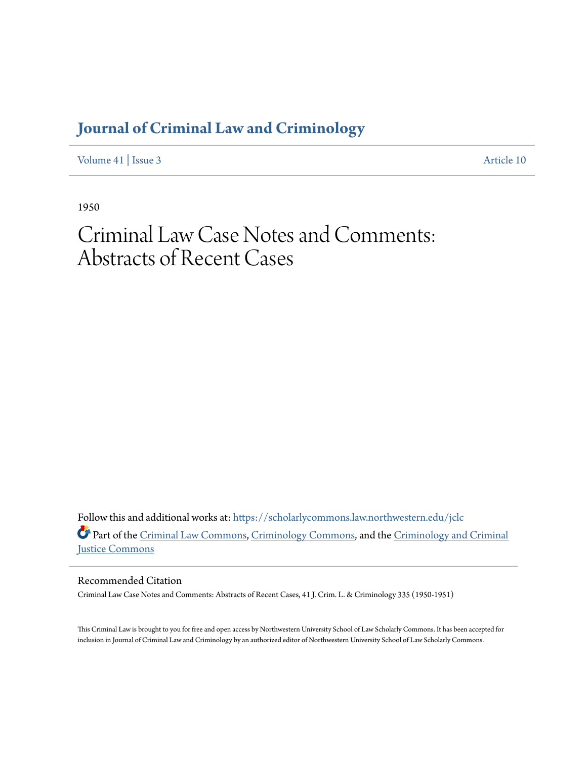# Journal of Criminal Law and Criminology

Volume 41 | Issue 3 Article 10

1950

# Criminal Law Case Notes and Comments: Abstracts of Recent Cases

Follow this and additional works at: https://scholarlycommons.law.northwestern.edu/jclc

Part of the Criminal Law Commons, Criminology Commons, and the Criminology and Criminal Justice Commons

## Recommended Citation

Criminal Law Case Notes and Comments: Abstracts of Recent Cases, 41 J. Crim. L. & Criminology 335 (1950-1951)

This Criminal Law is brought to you for free and open access by Northwestern University School of Law Scholarly Commons. It has been accepted for inclusion in Journal of Criminal Law and Criminology by an authorized editor of Northwestern University School of Law Scholarly Commons.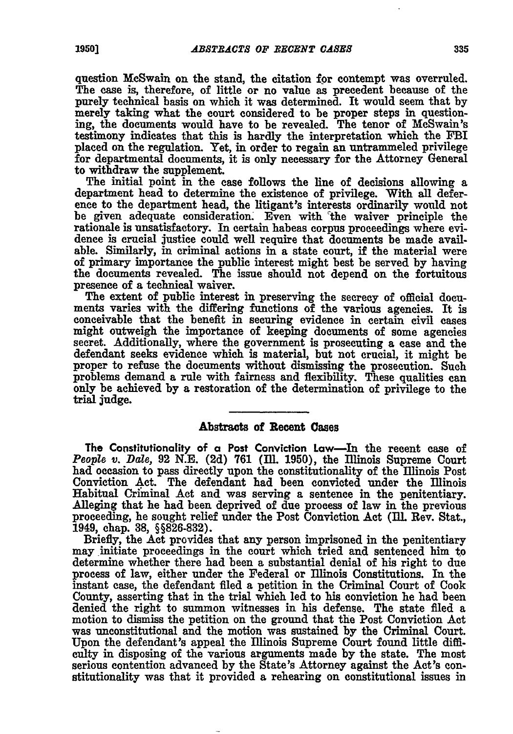question McSwain on the stand, the citation for contempt was overruled. The case is, therefore, of little or no value as precedent because of the purely technical basis on which it was determined. It would seem that by merely taking what the court considered to be proper steps in questioning, the documents would have to be revealed. The tenor of McSwain's testimony indicates that this is hardly the interpretation which the FBI placed on the regulation. Yet, in order to regain an untrammeled privilege for departmental documents, it is only necessary for the Attorney General to withdraw the supplement.

The initial point in the case follows the line of decisions allowing a department head to determine the existence of privilege. With all deference to the department head, the litigant's interests ordinarily would not be given adequate consideration. Even with the waiver principle the rationale is unsatisfactory. In certain habeas corpus proceedings where evidence is crucial justice could well require that documents be made available. Similarly, in criminal actions in a state court, if the material were of primary importance the public interest might best be served by having the documents revealed. The issue should not depend on the fortuitous presence of a technical waiver.

The extent of public interest in preserving the secrecy of official documents varies with the differing functions of the various agencies. It is conceivable that the benefit in securing evidence in certain civil cases might outweigh the importance of keeping documents of some agencies secret. Additionally, where the government is prosecuting a case and the defendant seeks evidence which is material, but not crucial, it might be proper to refuse the documents without dismissing the prosecution. Such problems demand a rule with fairness and flexibility. These qualities can only be achieved by a restoration of the determination of privilege to the trial judge.

## Abstracts of Recent Cases

**The Constitutionality of a Post Conviction Law**—In the recent case of *People v. Dale*, 92 N.E. (2d) 761 (Ill. 1950), the Illinois Supreme Court had occasion to pass directly upon the constitutionality of the Illinois Post Conviction Act. The defendant had been convicted under the Illinois Habitual Criminal Act and was serving a sentence in the penitentiary. Alleging that he had been deprived of due process of law in the previous proceeding, he sought relief under the Post Conviction Act (Ill. Rev. Stat., 1949, chap. 38, §§826-832).

Briefly, the Act provides that any person imprisoned in the penitentiary may initiate proceedings in the court which tried and sentenced him to determine whether there had been a substantial denial of his right to due process of law, either under the Federal or Illinois Constitutions. In the instant case, the defendant filed a petition in the Criminal Court of Cook County, asserting that in the trial which led to his conviction he had been denied the right to summon witnesses in his defense. The state filed a motion to dismiss the petition on the ground that the Post Conviction Act was unconstitutional and the motion was sustained by the Criminal Court. Upon the defendant's appeal the Illinois Supreme Court found little difficulty in disposing of the various arguments made by the state. The most serious contention advanced by the State's Attorney against the Act's constitutionality was that it provided a rehearing on constitutional issues in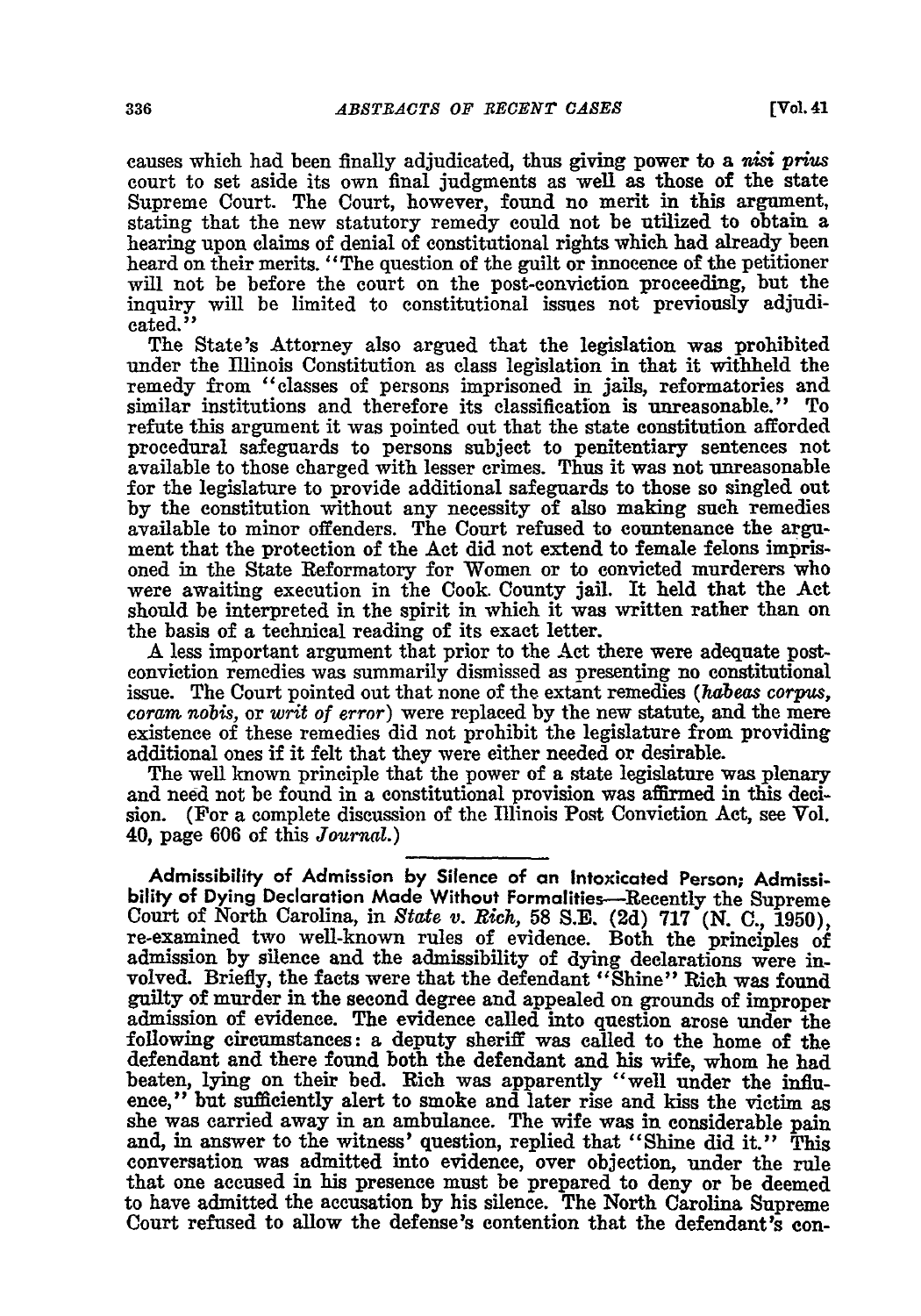causes which had been finally adjudicated, thus giving power to a *nisi prius* court to set aside its own final judgments as well as those of the state Supreme Court. The Court, however, found no merit in this argument, stating that the new statutory remedy could not be utilized to obtain a hearing upon claims of denial of constitutional rights which had already been heard on their merits. "The question of the guilt or innocence of the petitioner will not be before the court on the post-conviction proceeding, but the inquiry will be limited to constitutional issues not previously adjudicated."

The State's Attorney also argued that the legislation was prohibited under the Illinois Constitution as class legislation in that it withheld the remedy from "classes of persons imprisoned in jails, reformatories and similar institutions and therefore its classification is unreasonable." To refute this argument it was pointed out that the state constitution afforded procedural safeguards to persons subject to penitentiary sentences not available to those charged with lesser crimes. Thus it was not unreasonable for the legislature to provide additional safeguards to those so singled out by the constitution without any necessity of also making such remedies available to minor offenders. The Court refused to countenance the argument that the protection of the Act did not extend to female felons imprisoned in the State Reformatory for Women or to convicted murderers who were awaiting execution in the Cook County jail. It held that the Act should be interpreted in the spirit in which it was written rather than on the basis of a technical reading of its exact letter.

A less important argument that prior to the Act there were adequate post-conviction remedies was summarily dismissed as presenting no constitutional issue. The Court pointed out that none of the extant remedies (*habeas corpus*, *coram nobis*, or *writ of error*) were replaced by the new statute, and the mere existence of these remedies did not prohibit the legislature from providing additional ones if it felt that they were either needed or desirable.

The well known principle that the power of a state legislature was plenary and need not be found in a constitutional provision was affirmed in this decision. (For a complete discussion of the Illinois Post Conviction Act, see Vol. 40, page 606 of this *Journal*.)

---

**Admissibility of Admission by Silence of an Intoxicated Person; Admissibility of Dying Declaration Made Without Formalities**—Recently the Supreme Court of North Carolina, in *State v. Rich*, 58 S.E. (2d) 717 (N. C., 1950), re-examined two well-known rules of evidence. Both the principles of admission by silence and the admissibility of dying declarations were involved. Briefly, the facts were that the defendant "Shine" Rich was found guilty of murder in the second degree and appealed on grounds of improper admission of evidence. The evidence called into question arose under the following circumstances: a deputy sheriff was called to the home of the defendant and there found both the defendant and his wife, whom he had beaten, lying on their bed. Rich was apparently "well under the influence," but sufficiently alert to smoke and later rise and kiss the victim as she was carried away in an ambulance. The wife was in considerable pain and, in answer to the witness' question, replied that "Shine did it." This conversation was admitted into evidence, over objection, under the rule that one accused in his presence must be prepared to deny or be deemed to have admitted the accusation by his silence. The North Carolina Supreme Court refused to allow the defense's contention that the defendant's con-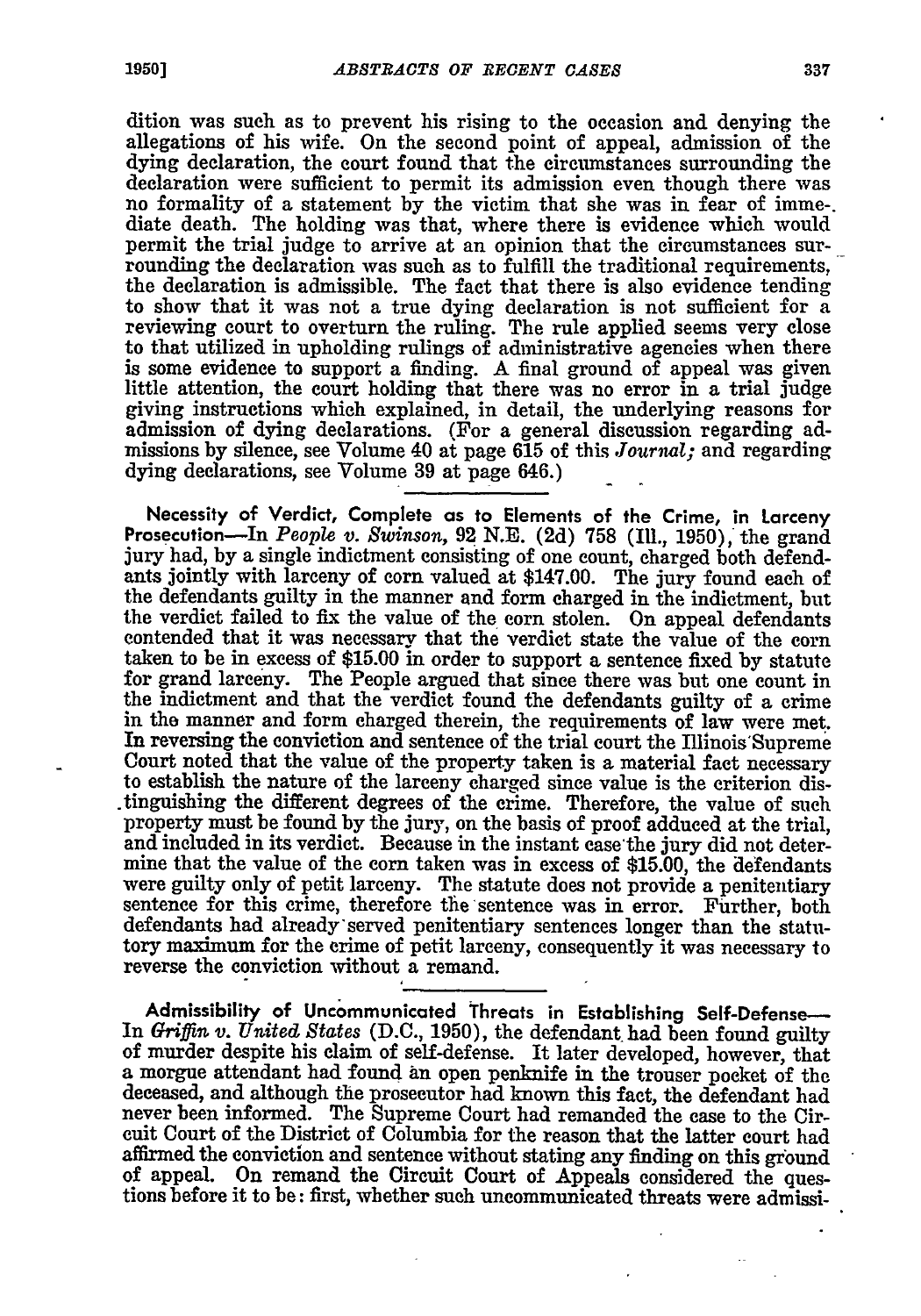dition was such as to prevent his rising to the occasion and denying the allegations of his wife. On the second point of appeal, admission of the dying declaration, the court found that the circumstances surrounding the declaration were sufficient to permit its admission even though there was no formality of a statement by the victim that she was in fear of immediate death. The holding was that, where there is evidence which would permit the trial judge to arrive at an opinion that the circumstances surrounding the declaration was such as to fulfill the traditional requirements, the declaration is admissible. The fact that there is also evidence tending to show that it was not a true dying declaration is not sufficient for a reviewing court to overturn the ruling. The rule applied seems very close to that utilized in upholding rulings of administrative agencies when there is some evidence to support a finding. A final ground of appeal was given little attention, the court holding that there was no error in a trial judge giving instructions which explained, in detail, the underlying reasons for admission of dying declarations. (For a general discussion regarding admissions by silence, see Volume 40 at page 615 of this *Journal;* and regarding dying declarations, see Volume 39 at page 646.)

**Necessity of Verdict, Complete as to Elements of the Crime, in Larceny Prosecution**—In *People v. Swinson,* 92 N.E. (2d) 758 (Ill., 1950), the grand jury had, by a single indictment consisting of one count, charged both defendants jointly with larceny of corn valued at $147.00. The jury found each of the defendants guilty in the manner and form charged in the indictment, but the verdict failed to fix the value of the corn stolen. On appeal defendants contended that it was necessary that the verdict state the value of the corn taken to be in excess of $15.00 in order to support a sentence fixed by statute for grand larceny. The People argued that since there was but one count in the indictment and that the verdict found the defendants guilty of a crime in the manner and form charged therein, the requirements of law were met. In reversing the conviction and sentence of the trial court the Illinois Supreme Court noted that the value of the property taken is a material fact necessary to establish the nature of the larceny charged since value is the criterion distinguishing the different degrees of the crime. Therefore, the value of such property must be found by the jury, on the basis of proof adduced at the trial, and included in its verdict. Because in the instant case the jury did not determine that the value of the corn taken was in excess of $15.00, the defendants were guilty only of petit larceny. The statute does not provide a penitentiary sentence for this crime, therefore the sentence was in error. Further, both defendants had already served penitentiary sentences longer than the statutory maximum for the crime of petit larceny, consequently it was necessary to reverse the conviction without a remand.

**Admissibility of Uncommunicated Threats in Establishing Self-Defense**—In *Griffin v. United States* (D.C., 1950), the defendant had been found guilty of murder despite his claim of self-defense. It later developed, however, that a morgue attendant had found an open penknife in the trouser pocket of the deceased, and although the prosecutor had known this fact, the defendant had never been informed. The Supreme Court had remanded the case to the Circuit Court of the District of Columbia for the reason that the latter court had affirmed the conviction and sentence without stating any finding on this ground of appeal. On remand the Circuit Court of Appeals considered the questions before it to be: first, whether such uncommunicated threats were admissi-